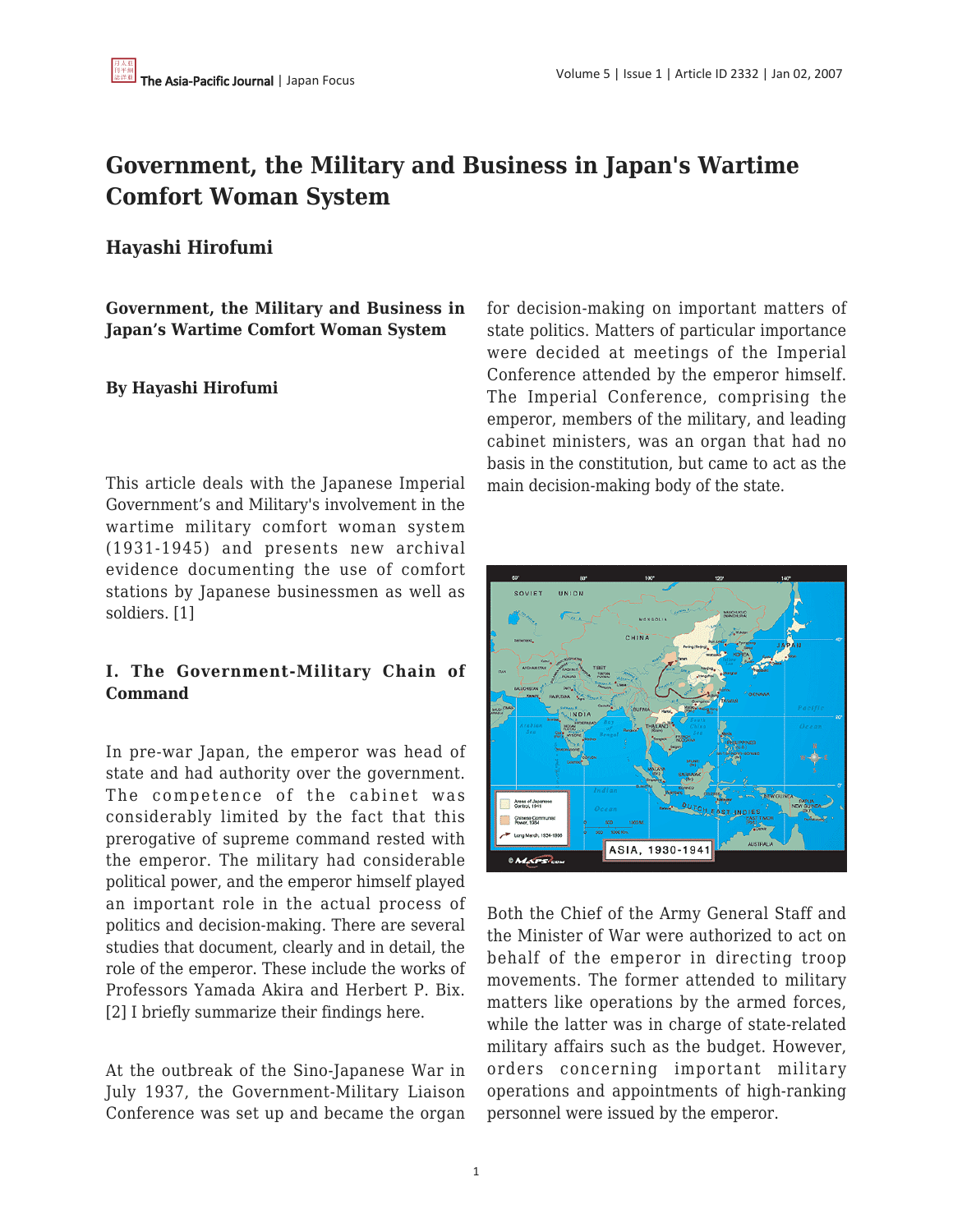# Government, the Military and Business in Japan's Wartime Comfort Woman System

## Hayashi Hirofumi

**Government, the Military and Business in Japan's Wartime Comfort Woman System**

**By Hayashi Hirofumi**

This article deals with the Japanese Imperial Government's and Military's involvement in the wartime military comfort woman system (1931-1945) and presents new archival evidence documenting the use of comfort stations by Japanese businessmen as well as soldiers. [1]

### I. The Government-Military Chain of Command

In pre-war Japan, the emperor was head of state and had authority over the government. The competence of the cabinet was considerably limited by the fact that this prerogative of supreme command rested with the emperor. The military had considerable political power, and the emperor himself played an important role in the actual process of politics and decision-making. There are several studies that document, clearly and in detail, the role of the emperor. These include the works of Professors Yamada Akira and Herbert P. Bix. [2] I briefly summarize their findings here.

At the outbreak of the Sino-Japanese War in July 1937, the Government-Military Liaison Conference was set up and became the organ for decision-making on important matters of state politics. Matters of particular importance were decided at meetings of the Imperial Conference attended by the emperor himself. The Imperial Conference, comprising the emperor, members of the military, and leading cabinet ministers, was an organ that had no basis in the constitution, but came to act as the main decision-making body of the state.

Both the Chief of the Army General Staff and the Minister of War were authorized to act on behalf of the emperor in directing troop movements. The former attended to military matters like operations by the armed forces, while the latter was in charge of state-related military affairs such as the budget. However, orders concerning important military operations and appointments of high-ranking personnel were issued by the emperor.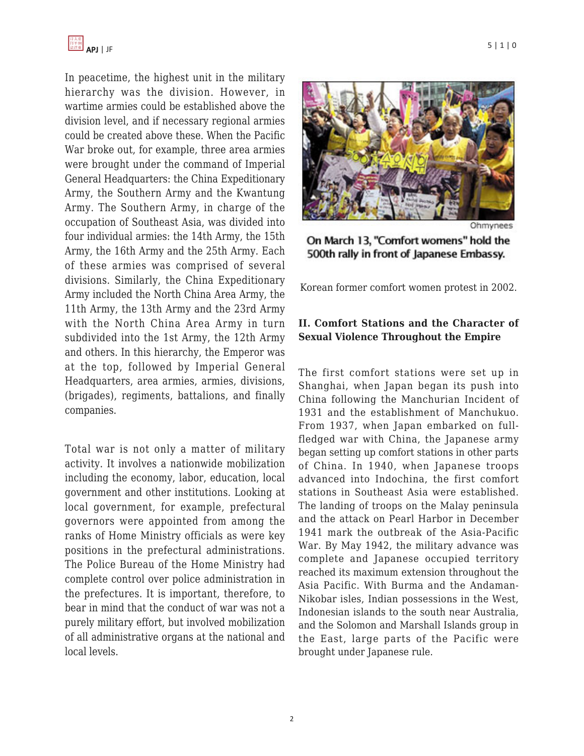In peacetime, the highest unit in the military hierarchy was the division. However, in wartime armies could be established above the division level, and if necessary regional armies could be created above these. When the Pacific War broke out, for example, three area armies were brought under the command of Imperial General Headquarters: the China Expeditionary Army, the Southern Army and the Kwantung Army. The Southern Army, in charge of the occupation of Southeast Asia, was divided into four individual armies: the 14th Army, the 15th Army, the 16th Army and the 25th Army. Each of these armies was comprised of several divisions. Similarly, the China Expeditionary Army included the North China Area Army, the 11th Army, the 13th Army and the 23rd Army with the North China Area Army in turn subdivided into the 1st Army, the 12th Army and others. In this hierarchy, the Emperor was at the top, followed by Imperial General Headquarters, area armies, armies, divisions, (brigades), regiments, battalions, and finally companies.

Total war is not only a matter of military activity. It involves a nationwide mobilization including the economy, labor, education, local government and other institutions. Looking at local government, for example, prefectural governors were appointed from among the ranks of Home Ministry officials as were key positions in the prefectural administrations. The Police Bureau of the Home Ministry had complete control over police administration in the prefectures. It is important, therefore, to bear in mind that the conduct of war was not a purely military effort, but involved mobilization of all administrative organs at the national and local levels.

Ohmynees

On March 13, "Comfort womens" hold the 500th rally in front of Japanese Embassy.

Korean former comfort women protest in 2002.

## II. Comfort Stations and the Character of Sexual Violence Throughout the Empire

The first comfort stations were set up in Shanghai, when Japan began its push into China following the Manchurian Incident of 1931 and the establishment of Manchukuo. From 1937, when Japan embarked on full-fledged war with China, the Japanese army began setting up comfort stations in other parts of China. In 1940, when Japanese troops advanced into Indochina, the first comfort stations in Southeast Asia were established. The landing of troops on the Malay peninsula and the attack on Pearl Harbor in December 1941 mark the outbreak of the Asia-Pacific War. By May 1942, the military advance was complete and Japanese occupied territory reached its maximum extension throughout the Asia Pacific. With Burma and the Andaman-Nikobar isles, Indian possessions in the West, Indonesian islands to the south near Australia, and the Solomon and Marshall Islands group in the East, large parts of the Pacific were brought under Japanese rule.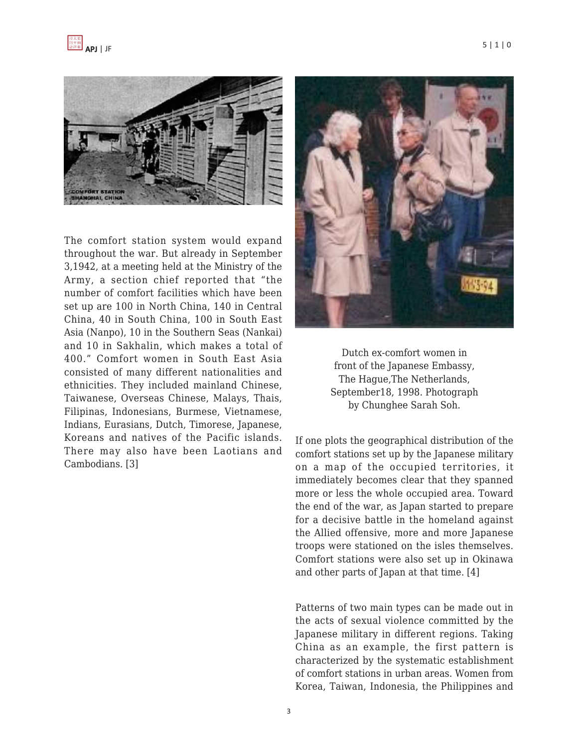The comfort station system would expand throughout the war. But already in September 3,1942, at a meeting held at the Ministry of the Army, a section chief reported that "the number of comfort facilities which have been set up are 100 in North China, 140 in Central China, 40 in South China, 100 in South East Asia (Nanpo), 10 in the Southern Seas (Nankai) and 10 in Sakhalin, which makes a total of 400." Comfort women in South East Asia consisted of many different nationalities and ethnicities. They included mainland Chinese, Taiwanese, Overseas Chinese, Malays, Thais, Filipinas, Indonesians, Burmese, Vietnamese, Indians, Eurasians, Dutch, Timorese, Japanese, Koreans and natives of the Pacific islands. There may also have been Laotians and Cambodians. [3]

Dutch ex-comfort women in front of the Japanese Embassy, The Hague,The Netherlands, September18, 1998. Photograph by Chunghee Sarah Soh.

If one plots the geographical distribution of the comfort stations set up by the Japanese military on a map of the occupied territories, it immediately becomes clear that they spanned more or less the whole occupied area. Toward the end of the war, as Japan started to prepare for a decisive battle in the homeland against the Allied offensive, more and more Japanese troops were stationed on the isles themselves. Comfort stations were also set up in Okinawa and other parts of Japan at that time. [4]

Patterns of two main types can be made out in the acts of sexual violence committed by the Japanese military in different regions. Taking China as an example, the first pattern is characterized by the systematic establishment of comfort stations in urban areas. Women from Korea, Taiwan, Indonesia, the Philippines and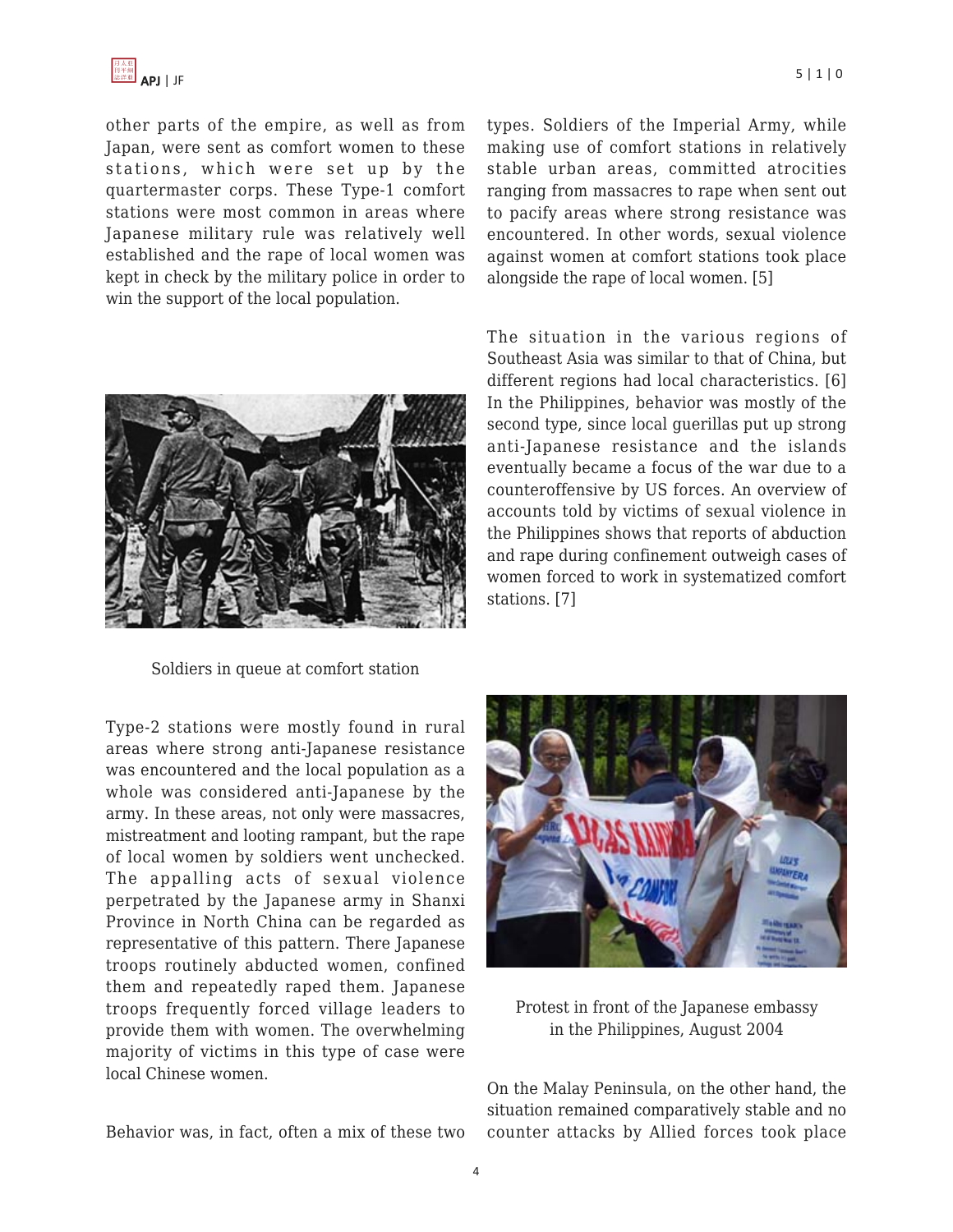other parts of the empire, as well as from Japan, were sent as comfort women to these stations, which were set up by the quartermaster corps. These Type-1 comfort stations were most common in areas where Japanese military rule was relatively well established and the rape of local women was kept in check by the military police in order to win the support of the local population.

Soldiers in queue at comfort station

Type-2 stations were mostly found in rural areas where strong anti-Japanese resistance was encountered and the local population as a whole was considered anti-Japanese by the army. In these areas, not only were massacres, mistreatment and looting rampant, but the rape of local women by soldiers went unchecked. The appalling acts of sexual violence perpetrated by the Japanese army in Shanxi Province in North China can be regarded as representative of this pattern. There Japanese troops routinely abducted women, confined them and repeatedly raped them. Japanese troops frequently forced village leaders to provide them with women. The overwhelming majority of victims in this type of case were local Chinese women.

Behavior was, in fact, often a mix of these two types. Soldiers of the Imperial Army, while making use of comfort stations in relatively stable urban areas, committed atrocities ranging from massacres to rape when sent out to pacify areas where strong resistance was encountered. In other words, sexual violence against women at comfort stations took place alongside the rape of local women. [5]

The situation in the various regions of Southeast Asia was similar to that of China, but different regions had local characteristics. [6] In the Philippines, behavior was mostly of the second type, since local guerillas put up strong anti-Japanese resistance and the islands eventually became a focus of the war due to a counteroffensive by US forces. An overview of accounts told by victims of sexual violence in the Philippines shows that reports of abduction and rape during confinement outweigh cases of women forced to work in systematized comfort stations. [7]

Protest in front of the Japanese embassy in the Philippines, August 2004

On the Malay Peninsula, on the other hand, the situation remained comparatively stable and no counter attacks by Allied forces took place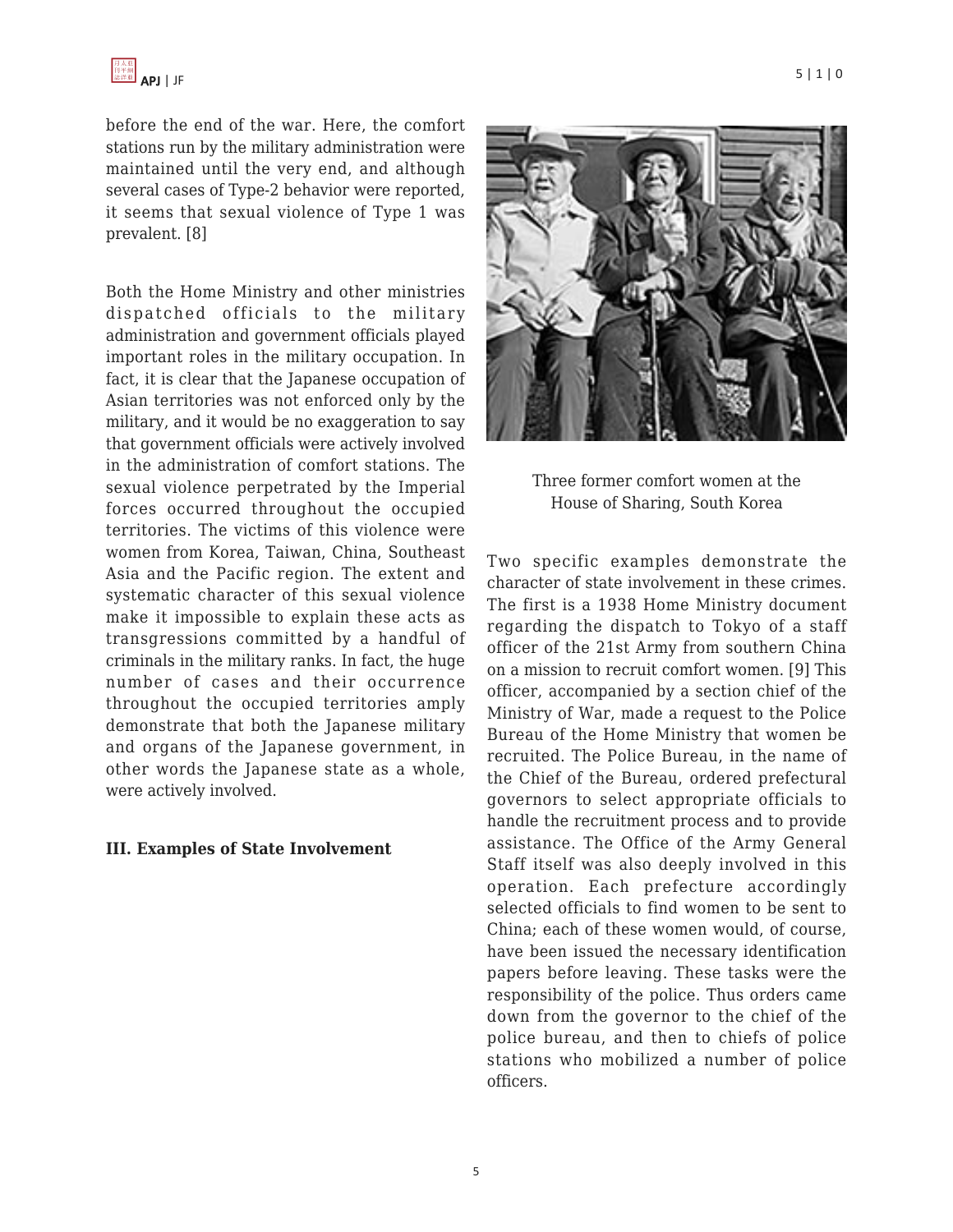before the end of the war. Here, the comfort stations run by the military administration were maintained until the very end, and although several cases of Type-2 behavior were reported, it seems that sexual violence of Type 1 was prevalent. [8]

Both the Home Ministry and other ministries dispatched officials to the military administration and government officials played important roles in the military occupation. In fact, it is clear that the Japanese occupation of Asian territories was not enforced only by the military, and it would be no exaggeration to say that government officials were actively involved in the administration of comfort stations. The sexual violence perpetrated by the Imperial forces occurred throughout the occupied territories. The victims of this violence were women from Korea, Taiwan, China, Southeast Asia and the Pacific region. The extent and systematic character of this sexual violence make it impossible to explain these acts as transgressions committed by a handful of criminals in the military ranks. In fact, the huge number of cases and their occurrence throughout the occupied territories amply demonstrate that both the Japanese military and organs of the Japanese government, in other words the Japanese state as a whole, were actively involved.

### III. Examples of State Involvement

Three former comfort women at the House of Sharing, South Korea

Two specific examples demonstrate the character of state involvement in these crimes. The first is a 1938 Home Ministry document regarding the dispatch to Tokyo of a staff officer of the 21st Army from southern China on a mission to recruit comfort women. [9] This officer, accompanied by a section chief of the Ministry of War, made a request to the Police Bureau of the Home Ministry that women be recruited. The Police Bureau, in the name of the Chief of the Bureau, ordered prefectural governors to select appropriate officials to handle the recruitment process and to provide assistance. The Office of the Army General Staff itself was also deeply involved in this operation. Each prefecture accordingly selected officials to find women to be sent to China; each of these women would, of course, have been issued the necessary identification papers before leaving. These tasks were the responsibility of the police. Thus orders came down from the governor to the chief of the police bureau, and then to chiefs of police stations who mobilized a number of police officers.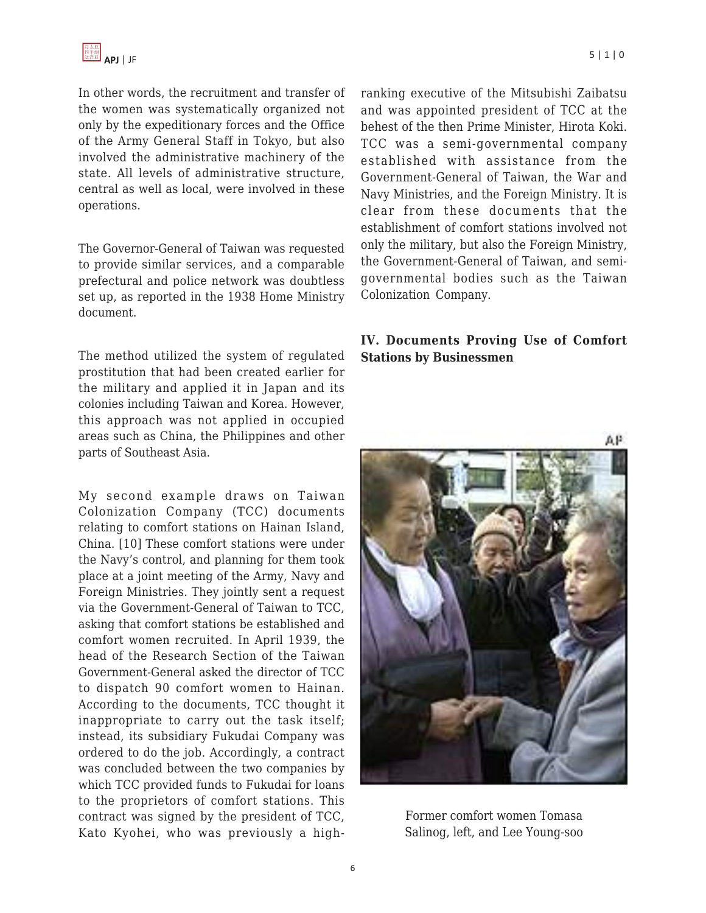In other words, the recruitment and transfer of the women was systematically organized not only by the expeditionary forces and the Office of the Army General Staff in Tokyo, but also involved the administrative machinery of the state. All levels of administrative structure, central as well as local, were involved in these operations.

The Governor-General of Taiwan was requested to provide similar services, and a comparable prefectural and police network was doubtless set up, as reported in the 1938 Home Ministry document.

The method utilized the system of regulated prostitution that had been created earlier for the military and applied it in Japan and its colonies including Taiwan and Korea. However, this approach was not applied in occupied areas such as China, the Philippines and other parts of Southeast Asia.

My second example draws on Taiwan Colonization Company (TCC) documents relating to comfort stations on Hainan Island, China. [10] These comfort stations were under the Navy's control, and planning for them took place at a joint meeting of the Army, Navy and Foreign Ministries. They jointly sent a request via the Government-General of Taiwan to TCC, asking that comfort stations be established and comfort women recruited. In April 1939, the head of the Research Section of the Taiwan Government-General asked the director of TCC to dispatch 90 comfort women to Hainan. According to the documents, TCC thought it inappropriate to carry out the task itself; instead, its subsidiary Fukudai Company was ordered to do the job. Accordingly, a contract was concluded between the two companies by which TCC provided funds to Fukudai for loans to the proprietors of comfort stations. This contract was signed by the president of TCC, Kato Kyohei, who was previously a high-ranking executive of the Mitsubishi Zaibatsu and was appointed president of TCC at the behest of the then Prime Minister, Hirota Koki. TCC was a semi-governmental company established with assistance from the Government-General of Taiwan, the War and Navy Ministries, and the Foreign Ministry. It is clear from these documents that the establishment of comfort stations involved not only the military, but also the Foreign Ministry, the Government-General of Taiwan, and semi-governmental bodies such as the Taiwan Colonization Company.

## IV. Documents Proving Use of Comfort Stations by Businessmen

Former comfort women Tomasa Salinog, left, and Lee Young-soo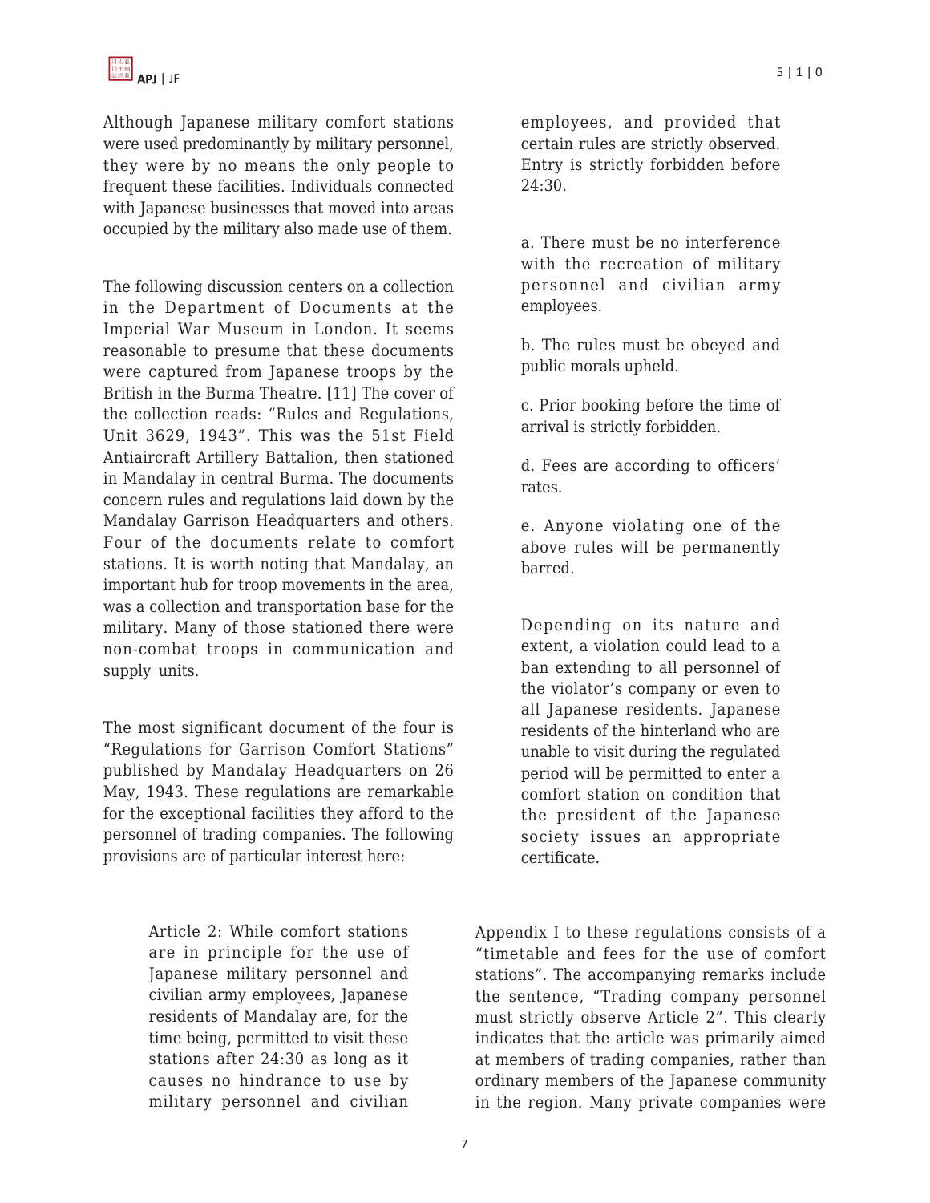Although Japanese military comfort stations were used predominantly by military personnel, they were by no means the only people to frequent these facilities. Individuals connected with Japanese businesses that moved into areas occupied by the military also made use of them.

The following discussion centers on a collection in the Department of Documents at the Imperial War Museum in London. It seems reasonable to presume that these documents were captured from Japanese troops by the British in the Burma Theatre. [11] The cover of the collection reads: "Rules and Regulations, Unit 3629, 1943". This was the 51st Field Antiaircraft Artillery Battalion, then stationed in Mandalay in central Burma. The documents concern rules and regulations laid down by the Mandalay Garrison Headquarters and others. Four of the documents relate to comfort stations. It is worth noting that Mandalay, an important hub for troop movements in the area, was a collection and transportation base for the military. Many of those stationed there were non-combat troops in communication and supply units.

The most significant document of the four is "Regulations for Garrison Comfort Stations" published by Mandalay Headquarters on 26 May, 1943. These regulations are remarkable for the exceptional facilities they afford to the personnel of trading companies. The following provisions are of particular interest here:

> Article 2: While comfort stations are in principle for the use of Japanese military personnel and civilian army employees, Japanese residents of Mandalay are, for the time being, permitted to visit these stations after 24:30 as long as it causes no hindrance to use by military personnel and civilian employees, and provided that certain rules are strictly observed. Entry is strictly forbidden before 24:30.
>
> a. There must be no interference with the recreation of military personnel and civilian army employees.
>
> b. The rules must be obeyed and public morals upheld.
>
> c. Prior booking before the time of arrival is strictly forbidden.
>
> d. Fees are according to officers' rates.
>
> e. Anyone violating one of the above rules will be permanently barred.
>
> Depending on its nature and extent, a violation could lead to a ban extending to all personnel of the violator's company or even to all Japanese residents. Japanese residents of the hinterland who are unable to visit during the regulated period will be permitted to enter a comfort station on condition that the president of the Japanese society issues an appropriate certificate.

Appendix I to these regulations consists of a "timetable and fees for the use of comfort stations". The accompanying remarks include the sentence, "Trading company personnel must strictly observe Article 2". This clearly indicates that the article was primarily aimed at members of trading companies, rather than ordinary members of the Japanese community in the region. Many private companies were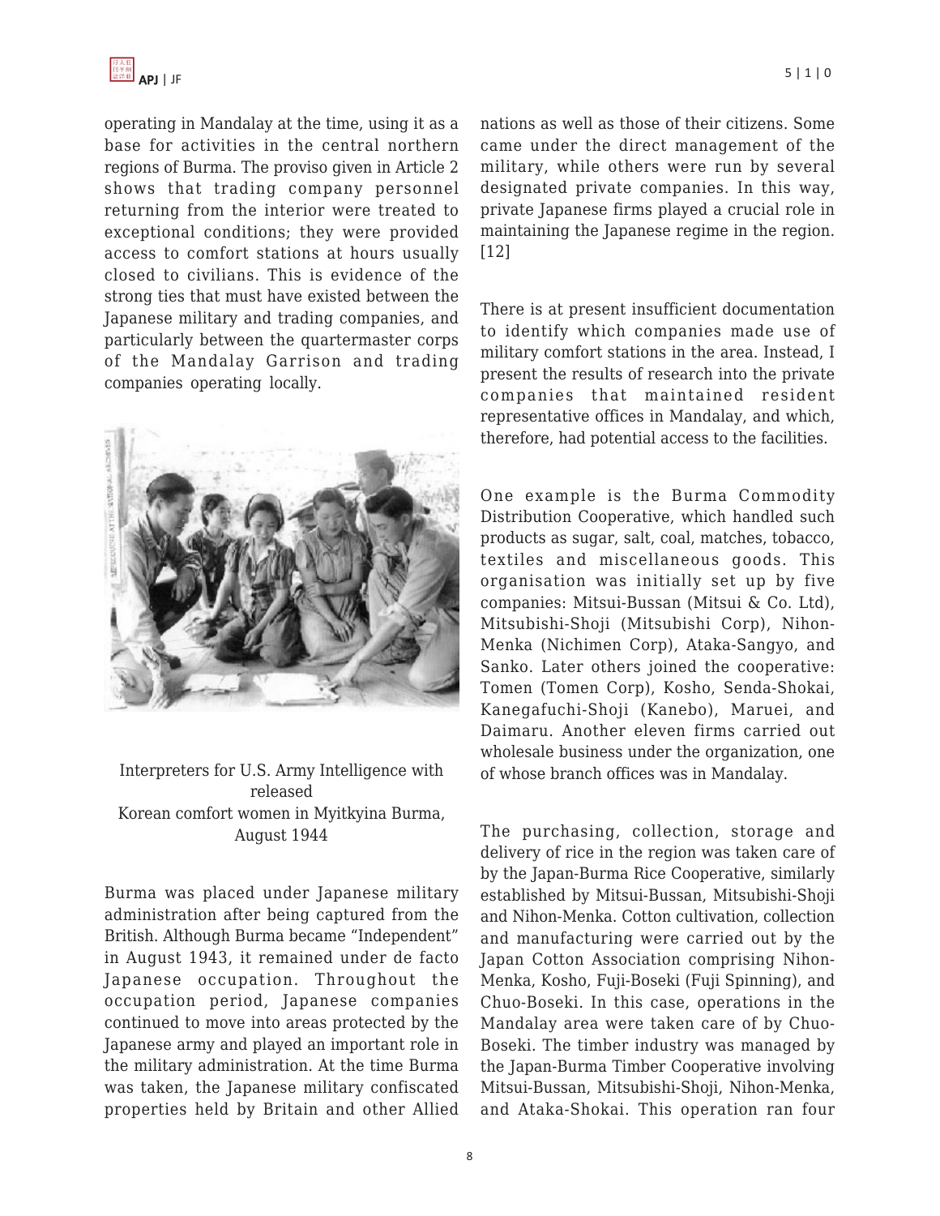operating in Mandalay at the time, using it as a base for activities in the central northern regions of Burma. The proviso given in Article 2 shows that trading company personnel returning from the interior were treated to exceptional conditions; they were provided access to comfort stations at hours usually closed to civilians. This is evidence of the strong ties that must have existed between the Japanese military and trading companies, and particularly between the quartermaster corps of the Mandalay Garrison and trading companies operating locally.

Interpreters for U.S. Army Intelligence with released
Korean comfort women in Myitkyina Burma, August 1944

Burma was placed under Japanese military administration after being captured from the British. Although Burma became "Independent" in August 1943, it remained under de facto Japanese occupation. Throughout the occupation period, Japanese companies continued to move into areas protected by the Japanese army and played an important role in the military administration. At the time Burma was taken, the Japanese military confiscated properties held by Britain and other Allied nations as well as those of their citizens. Some came under the direct management of the military, while others were run by several designated private companies. In this way, private Japanese firms played a crucial role in maintaining the Japanese regime in the region.[12]

There is at present insufficient documentation to identify which companies made use of military comfort stations in the area. Instead, I present the results of research into the private companies that maintained resident representative offices in Mandalay, and which, therefore, had potential access to the facilities.

One example is the Burma Commodity Distribution Cooperative, which handled such products as sugar, salt, coal, matches, tobacco, textiles and miscellaneous goods. This organisation was initially set up by five companies: Mitsui-Bussan (Mitsui & Co. Ltd), Mitsubishi-Shoji (Mitsubishi Corp), Nihon-Menka (Nichimen Corp), Ataka-Sangyo, and Sanko. Later others joined the cooperative: Tomen (Tomen Corp), Kosho, Senda-Shokai, Kanegafuchi-Shoji (Kanebo), Maruei, and Daimaru. Another eleven firms carried out wholesale business under the organization, one of whose branch offices was in Mandalay.

The purchasing, collection, storage and delivery of rice in the region was taken care of by the Japan-Burma Rice Cooperative, similarly established by Mitsui-Bussan, Mitsubishi-Shoji and Nihon-Menka. Cotton cultivation, collection and manufacturing were carried out by the Japan Cotton Association comprising Nihon-Menka, Kosho, Fuji-Boseki (Fuji Spinning), and Chuo-Boseki. In this case, operations in the Mandalay area were taken care of by Chuo-Boseki. The timber industry was managed by the Japan-Burma Timber Cooperative involving Mitsui-Bussan, Mitsubishi-Shoji, Nihon-Menka, and Ataka-Shokai. This operation ran four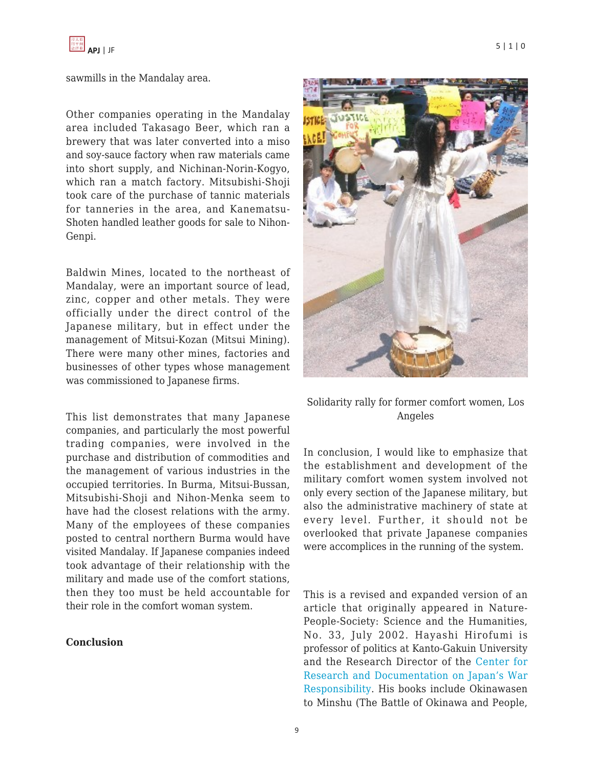sawmills in the Mandalay area.

Other companies operating in the Mandalay area included Takasago Beer, which ran a brewery that was later converted into a miso and soy-sauce factory when raw materials came into short supply, and Nichinan-Norin-Kogyo, which ran a match factory. Mitsubishi-Shoji took care of the purchase of tannic materials for tanneries in the area, and Kanematsu-Shoten handled leather goods for sale to Nihon-Genpi.

Baldwin Mines, located to the northeast of Mandalay, were an important source of lead, zinc, copper and other metals. They were officially under the direct control of the Japanese military, but in effect under the management of Mitsui-Kozan (Mitsui Mining). There were many other mines, factories and businesses of other types whose management was commissioned to Japanese firms.

This list demonstrates that many Japanese companies, and particularly the most powerful trading companies, were involved in the purchase and distribution of commodities and the management of various industries in the occupied territories. In Burma, Mitsui-Bussan, Mitsubishi-Shoji and Nihon-Menka seem to have had the closest relations with the army. Many of the employees of these companies posted to central northern Burma would have visited Mandalay. If Japanese companies indeed took advantage of their relationship with the military and made use of the comfort stations, then they too must be held accountable for their role in the comfort woman system.

**Conclusion**

Solidarity rally for former comfort women, Los Angeles

In conclusion, I would like to emphasize that the establishment and development of the military comfort women system involved not only every section of the Japanese military, but also the administrative machinery of state at every level. Further, it should not be overlooked that private Japanese companies were accomplices in the running of the system.

This is a revised and expanded version of an article that originally appeared in Nature-People-Society: Science and the Humanities, No. 33, July 2002. Hayashi Hirofumi is professor of politics at Kanto-Gakuin University and the Research Director of the Center for Research and Documentation on Japan's War Responsibility. His books include Okinawasen to Minshu (The Battle of Okinawa and People,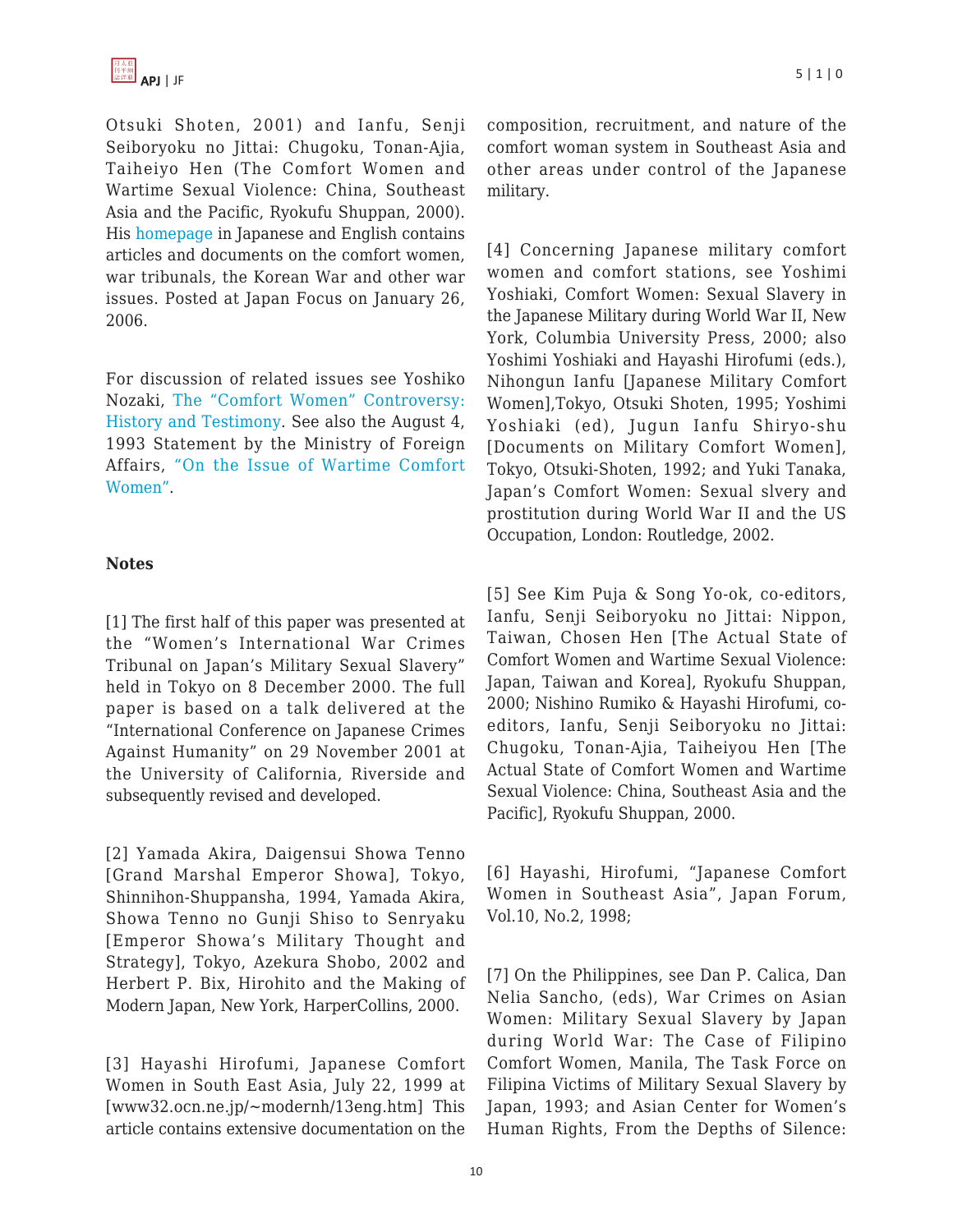Otsuki Shoten, 2001) and Ianfu, Senji Seiboryoku no Jittai: Chugoku, Tonan-Ajia, Taiheiyo Hen (The Comfort Women and Wartime Sexual Violence: China, Southeast Asia and the Pacific, Ryokufu Shuppan, 2000). His homepage in Japanese and English contains articles and documents on the comfort women, war tribunals, the Korean War and other war issues. Posted at Japan Focus on January 26, 2006.

For discussion of related issues see Yoshiko Nozaki, The "Comfort Women" Controversy: History and Testimony. See also the August 4, 1993 Statement by the Ministry of Foreign Affairs, "On the Issue of Wartime Comfort Women".

**Notes**

[1] The first half of this paper was presented at the "Women's International War Crimes Tribunal on Japan's Military Sexual Slavery" held in Tokyo on 8 December 2000. The full paper is based on a talk delivered at the "International Conference on Japanese Crimes Against Humanity" on 29 November 2001 at the University of California, Riverside and subsequently revised and developed.

[2] Yamada Akira, Daigensui Showa Tenno [Grand Marshal Emperor Showa], Tokyo, Shinnihon-Shuppansha, 1994, Yamada Akira, Showa Tenno no Gunji Shiso to Senryaku [Emperor Showa's Military Thought and Strategy], Tokyo, Azekura Shobo, 2002 and Herbert P. Bix, Hirohito and the Making of Modern Japan, New York, HarperCollins, 2000.

[3] Hayashi Hirofumi, Japanese Comfort Women in South East Asia, July 22, 1999 at [www32.ocn.ne.jp/~modernh/13eng.htm] This article contains extensive documentation on the composition, recruitment, and nature of the comfort woman system in Southeast Asia and other areas under control of the Japanese military.

[4] Concerning Japanese military comfort women and comfort stations, see Yoshimi Yoshiaki, Comfort Women: Sexual Slavery in the Japanese Military during World War II, New York, Columbia University Press, 2000; also Yoshimi Yoshiaki and Hayashi Hirofumi (eds.), Nihongun Ianfu [Japanese Military Comfort Women],Tokyo, Otsuki Shoten, 1995; Yoshimi Yoshiaki (ed), Jugun Ianfu Shiryo-shu [Documents on Military Comfort Women], Tokyo, Otsuki-Shoten, 1992; and Yuki Tanaka, Japan's Comfort Women: Sexual slvery and prostitution during World War II and the US Occupation, London: Routledge, 2002.

[5] See Kim Puja & Song Yo-ok, co-editors, Ianfu, Senji Seiboryoku no Jittai: Nippon, Taiwan, Chosen Hen [The Actual State of Comfort Women and Wartime Sexual Violence: Japan, Taiwan and Korea], Ryokufu Shuppan, 2000; Nishino Rumiko & Hayashi Hirofumi, co-editors, Ianfu, Senji Seiboryoku no Jittai: Chugoku, Tonan-Ajia, Taiheiyou Hen [The Actual State of Comfort Women and Wartime Sexual Violence: China, Southeast Asia and the Pacific], Ryokufu Shuppan, 2000.

[6] Hayashi, Hirofumi, "Japanese Comfort Women in Southeast Asia", Japan Forum, Vol.10, No.2, 1998;

[7] On the Philippines, see Dan P. Calica, Dan Nelia Sancho, (eds), War Crimes on Asian Women: Military Sexual Slavery by Japan during World War: The Case of Filipino Comfort Women, Manila, The Task Force on Filipina Victims of Military Sexual Slavery by Japan, 1993; and Asian Center for Women's Human Rights, From the Depths of Silence: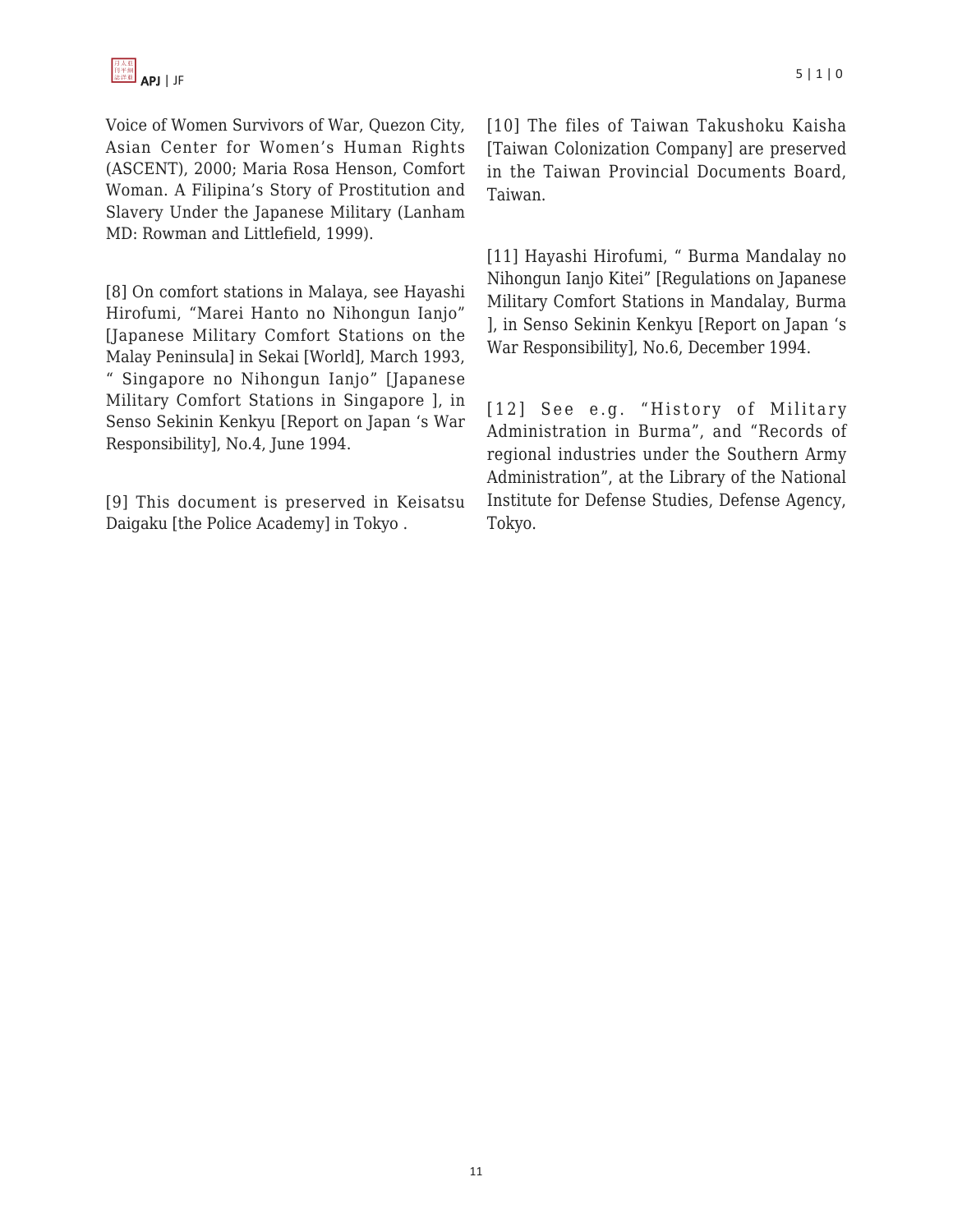Voice of Women Survivors of War, Quezon City, Asian Center for Women's Human Rights (ASCENT), 2000; Maria Rosa Henson, Comfort Woman. A Filipina's Story of Prostitution and Slavery Under the Japanese Military (Lanham MD: Rowman and Littlefield, 1999).

[8] On comfort stations in Malaya, see Hayashi Hirofumi, "Marei Hanto no Nihongun Ianjo" [Japanese Military Comfort Stations on the Malay Peninsula] in Sekai [World], March 1993, " Singapore no Nihongun Ianjo" [Japanese Military Comfort Stations in Singapore ], in Senso Sekinin Kenkyu [Report on Japan 's War Responsibility], No.4, June 1994.

[9] This document is preserved in Keisatsu Daigaku [the Police Academy] in Tokyo .

[10] The files of Taiwan Takushoku Kaisha [Taiwan Colonization Company] are preserved in the Taiwan Provincial Documents Board, Taiwan.

[11] Hayashi Hirofumi, " Burma Mandalay no Nihongun Ianjo Kitei" [Regulations on Japanese Military Comfort Stations in Mandalay, Burma ], in Senso Sekinin Kenkyu [Report on Japan 's War Responsibility], No.6, December 1994.

[12] See e.g. "History of Military Administration in Burma", and "Records of regional industries under the Southern Army Administration", at the Library of the National Institute for Defense Studies, Defense Agency, Tokyo.